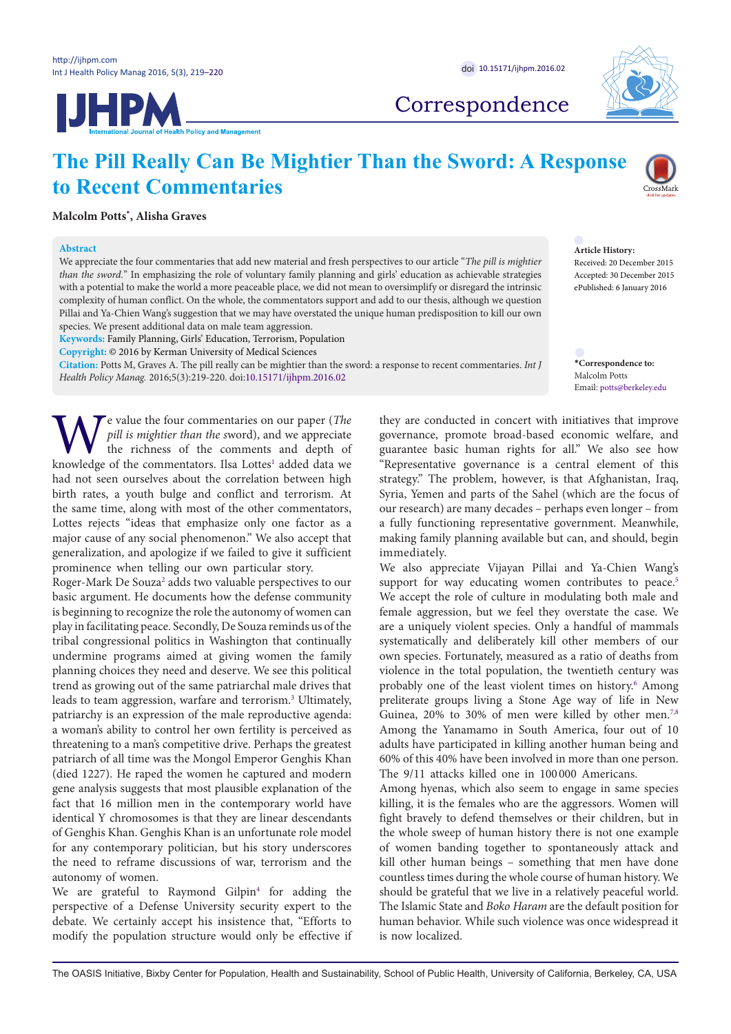Correspondence

# The Pill Really Can Be Mightier Than the Sword: A Response to Recent Commentaries

**Malcolm Potts*, Alisha Graves**

**Abstract**

We appreciate the four commentaries that add new material and fresh perspectives to our article "*The pill is mightier than the sword.*" In emphasizing the role of voluntary family planning and girls' education as achievable strategies with a potential to make the world a more peaceable place, we did not mean to oversimplify or disregard the intrinsic complexity of human conflict. On the whole, the commentators support and add to our thesis, although we question Pillai and Ya-Chien Wang's suggestion that we may have overstated the unique human predisposition to kill our own species. We present additional data on male team aggression.

**Keywords:** Family Planning, Girls' Education, Terrorism, Population

**Copyright:** © 2016 by Kerman University of Medical Sciences

**Citation:** Potts M, Graves A. The pill really can be mightier than the sword: a response to recent commentaries. *Int J Health Policy Manag.* 2016;5(3):219-220. doi:10.15171/ijhpm.2016.02

**Article History:**
Received: 20 December 2015
Accepted: 30 December 2015
ePublished: 6 January 2016

***Correspondence to:**
Malcolm Potts
Email: potts@berkeley.edu

We value the four commentaries on our paper (*The pill is mightier than the s*word), and we appreciate the richness of the comments and depth of knowledge of the commentators. Ilsa Lottes[1] added data we had not seen ourselves about the correlation between high birth rates, a youth bulge and conflict and terrorism. At the same time, along with most of the other commentators, Lottes rejects "ideas that emphasize only one factor as a major cause of any social phenomenon." We also accept that generalization, and apologize if we failed to give it sufficient prominence when telling our own particular story.

Roger-Mark De Souza[2] adds two valuable perspectives to our basic argument. He documents how the defense community is beginning to recognize the role the autonomy of women can play in facilitating peace. Secondly, De Souza reminds us of the tribal congressional politics in Washington that continually undermine programs aimed at giving women the family planning choices they need and deserve. We see this political trend as growing out of the same patriarchal male drives that leads to team aggression, warfare and terrorism.[3] Ultimately, patriarchy is an expression of the male reproductive agenda: a woman's ability to control her own fertility is perceived as threatening to a man's competitive drive. Perhaps the greatest patriarch of all time was the Mongol Emperor Genghis Khan (died 1227). He raped the women he captured and modern gene analysis suggests that most plausible explanation of the fact that 16 million men in the contemporary world have identical Y chromosomes is that they are linear descendants of Genghis Khan. Genghis Khan is an unfortunate role model for any contemporary politician, but his story underscores the need to reframe discussions of war, terrorism and the autonomy of women.

We are grateful to Raymond Gilpin[4] for adding the perspective of a Defense University security expert to the debate. We certainly accept his insistence that, "Efforts to modify the population structure would only be effective if they are conducted in concert with initiatives that improve governance, promote broad-based economic welfare, and guarantee basic human rights for all." We also see how "Representative governance is a central element of this strategy." The problem, however, is that Afghanistan, Iraq, Syria, Yemen and parts of the Sahel (which are the focus of our research) are many decades – perhaps even longer – from a fully functioning representative government. Meanwhile, making family planning available but can, and should, begin immediately.

We also appreciate Vijayan Pillai and Ya-Chien Wang's support for way educating women contributes to peace.[5] We accept the role of culture in modulating both male and female aggression, but we feel they overstate the case. We are a uniquely violent species. Only a handful of mammals systematically and deliberately kill other members of our own species. Fortunately, measured as a ratio of deaths from violence in the total population, the twentieth century was probably one of the least violent times on history.[6] Among preliterate groups living a Stone Age way of life in New Guinea, 20% to 30% of men were killed by other men.[7,8] Among the Yanamamo in South America, four out of 10 adults have participated in killing another human being and 60% of this 40% have been involved in more than one person. The 9/11 attacks killed one in 100000 Americans.

Among hyenas, which also seem to engage in same species killing, it is the females who are the aggressors. Women will fight bravely to defend themselves or their children, but in the whole sweep of human history there is not one example of women banding together to spontaneously attack and kill other human beings – something that men have done countless times during the whole course of human history. We should be grateful that we live in a relatively peaceful world. The Islamic State and *Boko Haram* are the default position for human behavior. While such violence was once widespread it is now localized.

The OASIS Initiative, Bixby Center for Population, Health and Sustainability, School of Public Health, University of California, Berkeley, CA, USA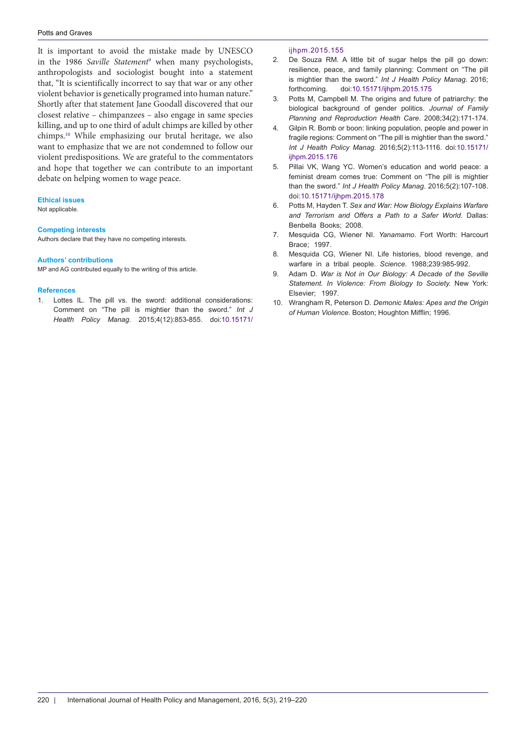It is important to avoid the mistake made by UNESCO in the 1986 *Saville Statement*[9] when many psychologists, anthropologists and sociologist bought into a statement that, "It is scientifically incorrect to say that war or any other violent behavior is genetically programed into human nature." Shortly after that statement Jane Goodall discovered that our closest relative – chimpanzees – also engage in same species killing, and up to one third of adult chimps are killed by other chimps.[10] While emphasizing our brutal heritage, we also want to emphasize that we are not condemned to follow our violent predispositions. We are grateful to the commentators and hope that together we can contribute to an important debate on helping women to wage peace.

### Ethical issues

Not applicable.

### Competing interests

Authors declare that they have no competing interests.

### Authors' contributions

MP and AG contributed equally to the writing of this article.

### References

1. Lottes IL. The pill vs. the sword: additional considerations: Comment on "The pill is mightier than the sword." *Int J Health Policy Manag.* 2015;4(12):853-855. doi:10.15171/ijhpm.2015.155
2. De Souza RM. A little bit of sugar helps the pill go down: resilience, peace, and family planning: Comment on "The pill is mightier than the sword." *Int J Health Policy Manag.* 2016; forthcoming. doi:10.15171/ijhpm.2015.175
3. Potts M, Campbell M. The origins and future of patriarchy: the biological background of gender politics. *Journal of Family Planning and Reproduction Health Care.* 2008;34(2):171-174.
4. Gilpin R. Bomb or boon: linking population, people and power in fragile regions: Comment on "The pill is mightier than the sword." *Int J Health Policy Manag.* 2016;5(2):113-1116. doi:10.15171/ijhpm.2015.176
5. Pillai VK, Wang YC. Women's education and world peace: a feminist dream comes true: Comment on "The pill is mightier than the sword." *Int J Health Policy Manag.* 2016;5(2):107-108. doi:10.15171/ijhpm.2015.178
6. Potts M, Hayden T. *Sex and War: How Biology Explains Warfare and Terrorism and Offers a Path to a Safer World*. Dallas: Benbella Books; 2008.
7. Mesquida CG, Wiener NI. *Yanamamo*. Fort Worth: Harcourt Brace; 1997.
8. Mesquida CG, Wiener NI. Life histories, blood revenge, and warfare in a tribal people. *Science.* 1988;239:985-992.
9. Adam D. *War is Not in Our Biology: A Decade of the Seville Statement. In Violence: From Biology to Society.* New York: Elsevier; 1997.
10. Wrangham R, Peterson D. *Demonic Males: Apes and the Origin of Human Violence*. Boston; Houghton Mifflin; 1996.